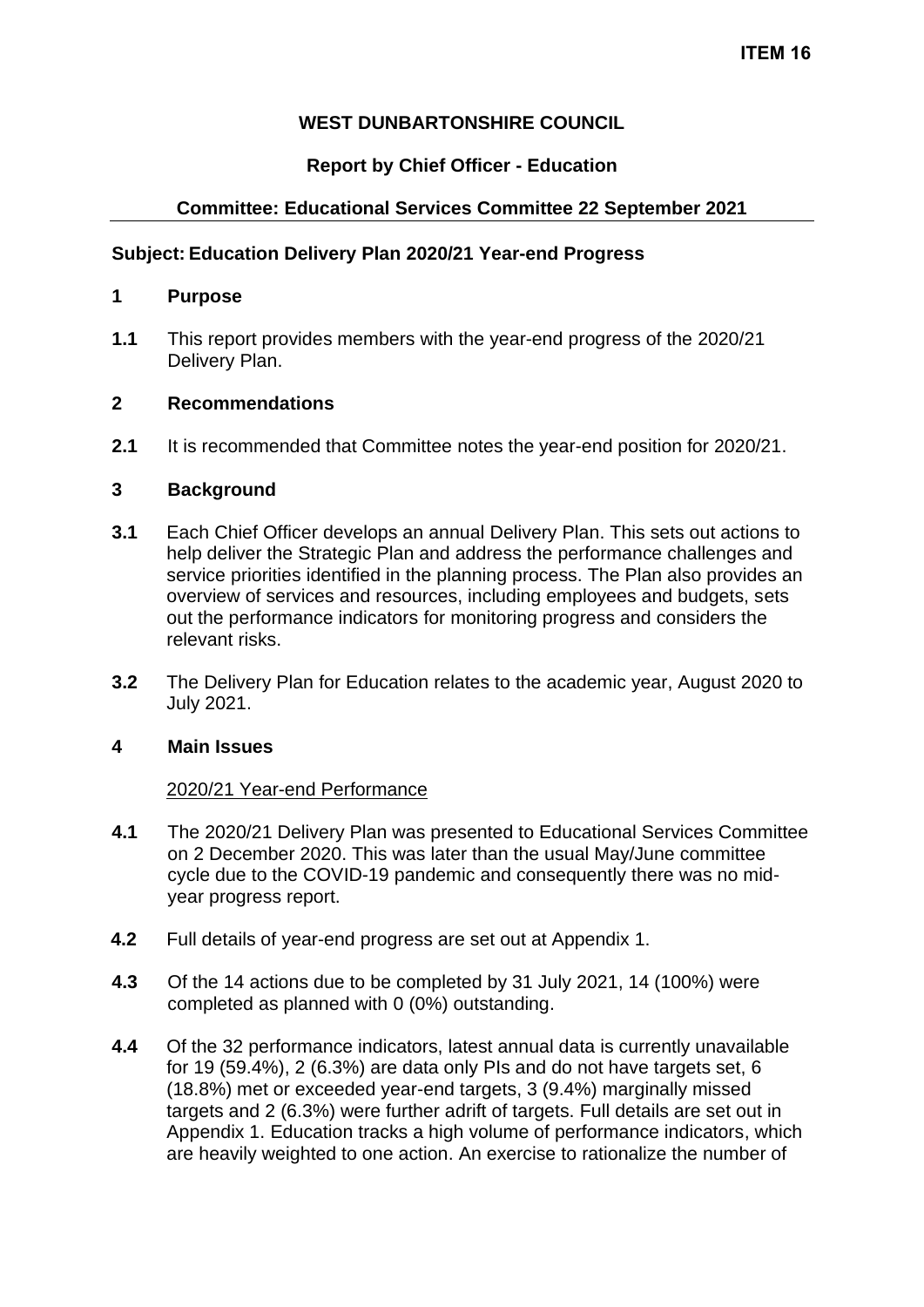**ITEM 16**

**WEST DUNBARTONSHIRE COUNCIL**

**Report by Chief Officer - Education**

**Committee: Educational Services Committee 22 September 2021**

---

**Subject: Education Delivery Plan 2020/21 Year-end Progress**

## 1 Purpose

**1.1** This report provides members with the year-end progress of the 2020/21 Delivery Plan.

## 2 Recommendations

**2.1** It is recommended that Committee notes the year-end position for 2020/21.

## 3 Background

**3.1** Each Chief Officer develops an annual Delivery Plan. This sets out actions to help deliver the Strategic Plan and address the performance challenges and service priorities identified in the planning process. The Plan also provides an overview of services and resources, including employees and budgets, sets out the performance indicators for monitoring progress and considers the relevant risks.

**3.2** The Delivery Plan for Education relates to the academic year, August 2020 to July 2021.

## 4 Main Issues

2020/21 Year-end Performance

**4.1** The 2020/21 Delivery Plan was presented to Educational Services Committee on 2 December 2020. This was later than the usual May/June committee cycle due to the COVID-19 pandemic and consequently there was no mid-year progress report.

**4.2** Full details of year-end progress are set out at Appendix 1.

**4.3** Of the 14 actions due to be completed by 31 July 2021, 14 (100%) were completed as planned with 0 (0%) outstanding.

**4.4** Of the 32 performance indicators, latest annual data is currently unavailable for 19 (59.4%), 2 (6.3%) are data only PIs and do not have targets set, 6 (18.8%) met or exceeded year-end targets, 3 (9.4%) marginally missed targets and 2 (6.3%) were further adrift of targets. Full details are set out in Appendix 1. Education tracks a high volume of performance indicators, which are heavily weighted to one action. An exercise to rationalize the number of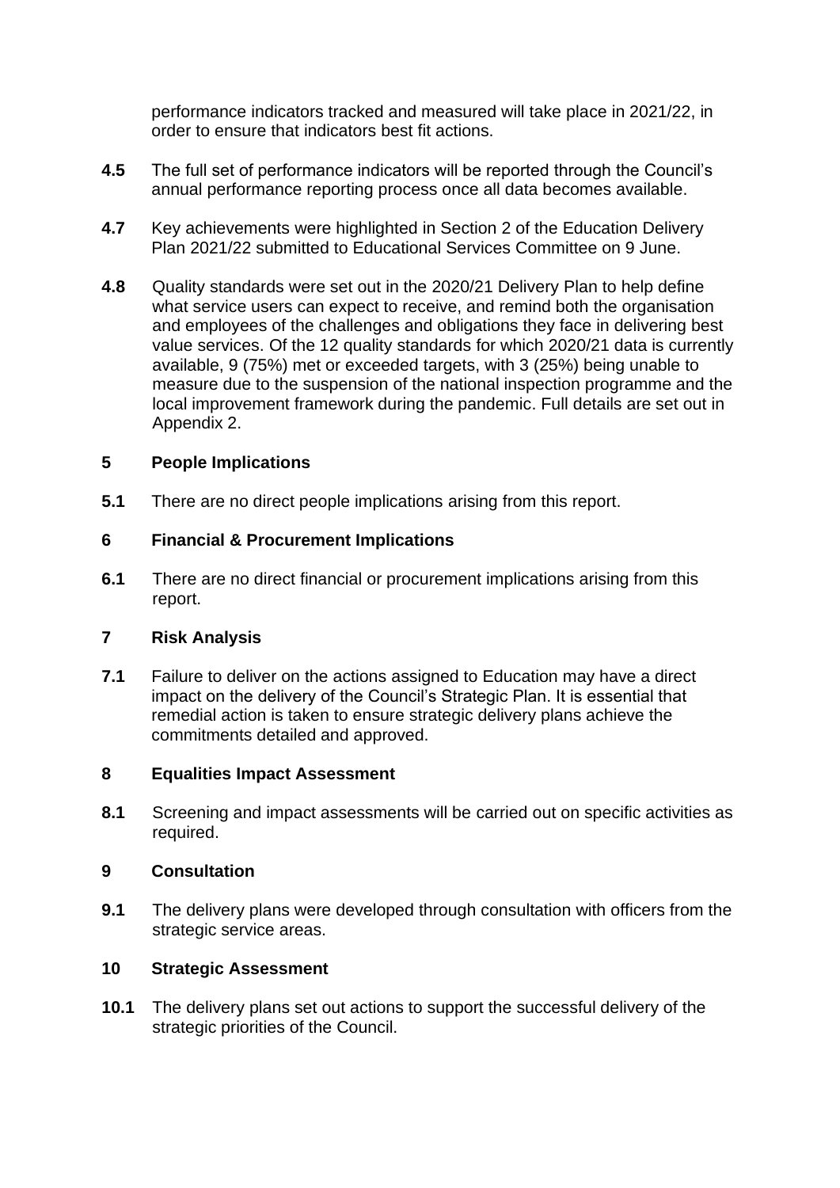performance indicators tracked and measured will take place in 2021/22, in order to ensure that indicators best fit actions.

**4.5** The full set of performance indicators will be reported through the Council's annual performance reporting process once all data becomes available.

**4.7** Key achievements were highlighted in Section 2 of the Education Delivery Plan 2021/22 submitted to Educational Services Committee on 9 June.

**4.8** Quality standards were set out in the 2020/21 Delivery Plan to help define what service users can expect to receive, and remind both the organisation and employees of the challenges and obligations they face in delivering best value services. Of the 12 quality standards for which 2020/21 data is currently available, 9 (75%) met or exceeded targets, with 3 (25%) being unable to measure due to the suspension of the national inspection programme and the local improvement framework during the pandemic. Full details are set out in Appendix 2.

## 5 People Implications

**5.1** There are no direct people implications arising from this report.

## 6 Financial & Procurement Implications

**6.1** There are no direct financial or procurement implications arising from this report.

## 7 Risk Analysis

**7.1** Failure to deliver on the actions assigned to Education may have a direct impact on the delivery of the Council's Strategic Plan. It is essential that remedial action is taken to ensure strategic delivery plans achieve the commitments detailed and approved.

## 8 Equalities Impact Assessment

**8.1** Screening and impact assessments will be carried out on specific activities as required.

## 9 Consultation

**9.1** The delivery plans were developed through consultation with officers from the strategic service areas.

## 10 Strategic Assessment

**10.1** The delivery plans set out actions to support the successful delivery of the strategic priorities of the Council.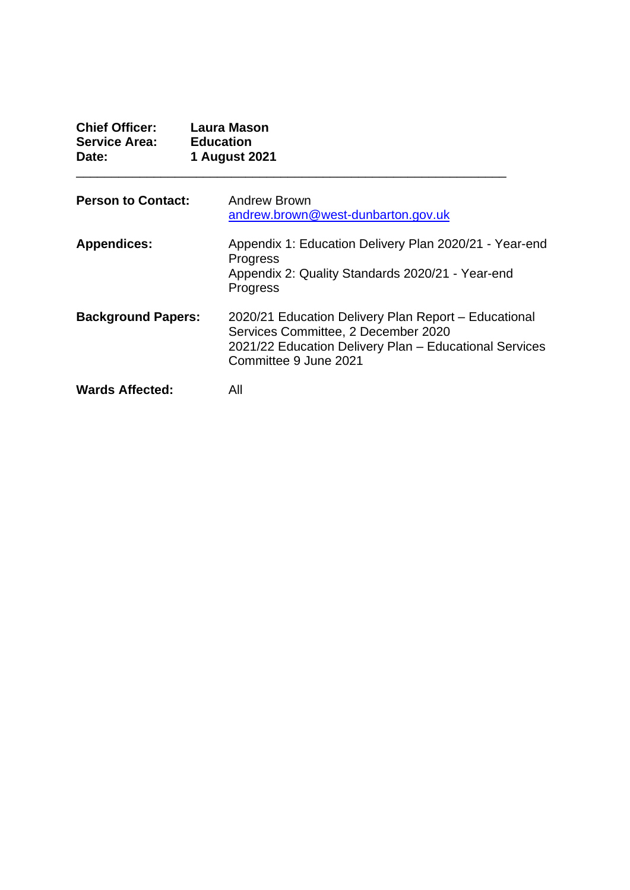**Chief Officer:** **Laura Mason**
**Service Area:** **Education**
**Date:** **1 August 2021**

---

**Person to Contact:** Andrew Brown
andrew.brown@west-dunbarton.gov.uk

**Appendices:** Appendix 1: Education Delivery Plan 2020/21 - Year-end Progress
Appendix 2: Quality Standards 2020/21 - Year-end Progress

**Background Papers:** 2020/21 Education Delivery Plan Report – Educational Services Committee, 2 December 2020
2021/22 Education Delivery Plan – Educational Services Committee 9 June 2021

**Wards Affected:** All